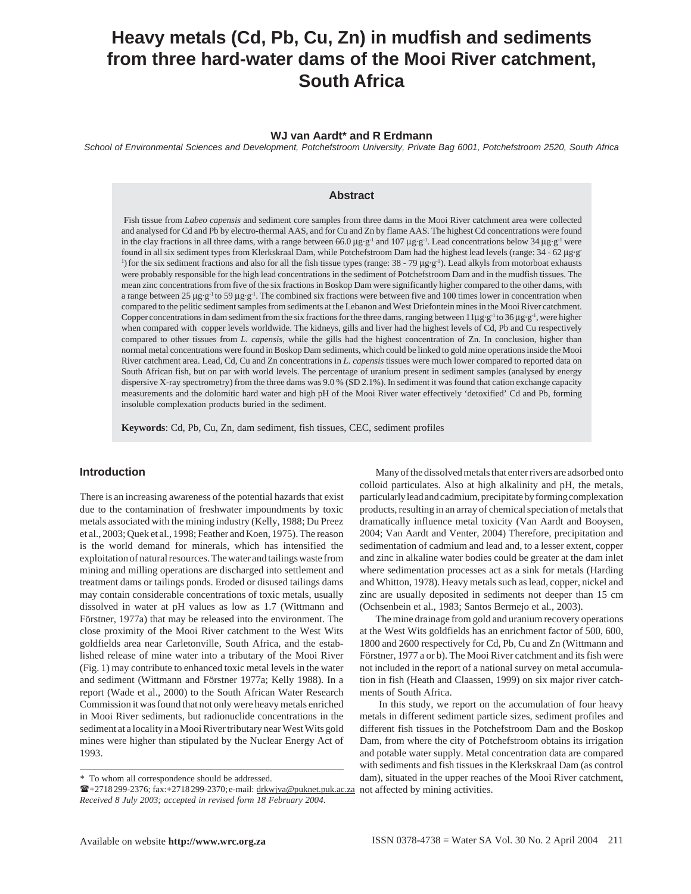# Heavy metals (Cd, Pb, Cu, Zn) in mudfish and sediments from three hard-water dams of the Mooi River catchment, South Africa

**WJ van Aardt\* and R Erdmann**

*School of Environmental Sciences and Development, Potchefstroom University, Private Bag 6001, Potchefstroom 2520, South Africa*

## Abstract

Fish tissue from *Labeo capensis* and sediment core samples from three dams in the Mooi River catchment area were collected and analysed for Cd and Pb by electro-thermal AAS, and for Cu and Zn by flame AAS. The highest Cd concentrations were found in the clay fractions in all three dams, with a range between 66.0 $\mu g \cdot g^{-1}$ and 107 $\mu g \cdot g^{-1}$. Lead concentrations below 34 $\mu g \cdot g^{-1}$ were found in all six sediment types from Klerkskraal Dam, while Potchefstroom Dam had the highest lead levels (range: 34 - 62 $\mu g \cdot g^{-1}$) for the six sediment fractions and also for all the fish tissue types (range: 38 - 79 $\mu g \cdot g^{-1}$). Lead alkyls from motorboat exhausts were probably responsible for the high lead concentrations in the sediment of Potchefstroom Dam and in the mudfish tissues. The mean zinc concentrations from five of the six fractions in Boskop Dam were significantly higher compared to the other dams, with a range between 25 $\mu g \cdot g^{-1}$ to 59 $\mu g \cdot g^{-1}$. The combined six fractions were between five and 100 times lower in concentration when compared to the pelitic sediment samples from sediments at the Lebanon and West Driefontein mines in the Mooi River catchment. Copper concentrations in dam sediment from the six fractions for the three dams, ranging between 11$\mu g \cdot g^{-1}$ to 36 $\mu g \cdot g^{-1}$, were higher when compared with copper levels worldwide. The kidneys, gills and liver had the highest levels of Cd, Pb and Cu respectively compared to other tissues from *L. capensis*, while the gills had the highest concentration of Zn. In conclusion, higher than normal metal concentrations were found in Boskop Dam sediments, which could be linked to gold mine operations inside the Mooi River catchment area. Lead, Cd, Cu and Zn concentrations in *L. capensis* tissues were much lower compared to reported data on South African fish, but on par with world levels. The percentage of uranium present in sediment samples (analysed by energy dispersive X-ray spectrometry) from the three dams was 9.0 % (SD 2.1%). In sediment it was found that cation exchange capacity measurements and the dolomitic hard water and high pH of the Mooi River water effectively 'detoxified' Cd and Pb, forming insoluble complexation products buried in the sediment.

**Keywords**: Cd, Pb, Cu, Zn, dam sediment, fish tissues, CEC, sediment profiles

## Introduction

There is an increasing awareness of the potential hazards that exist due to the contamination of freshwater impoundments by toxic metals associated with the mining industry (Kelly, 1988; Du Preez et al., 2003; Quek et al., 1998; Feather and Koen, 1975). The reason is the world demand for minerals, which has intensified the exploitation of natural resources. The water and tailings waste from mining and milling operations are discharged into settlement and treatment dams or tailings ponds. Eroded or disused tailings dams may contain considerable concentrations of toxic metals, usually dissolved in water at pH values as low as 1.7 (Wittmann and Förstner, 1977a) that may be released into the environment. The close proximity of the Mooi River catchment to the West Wits goldfields area near Carletonville, South Africa, and the established release of mine water into a tributary of the Mooi River (Fig. 1) may contribute to enhanced toxic metal levels in the water and sediment (Wittmann and Förstner 1977a; Kelly 1988). In a report (Wade et al., 2000) to the South African Water Research Commission it was found that not only were heavy metals enriched in Mooi River sediments, but radionuclide concentrations in the sediment at a locality in a Mooi River tributary near West Wits gold mines were higher than stipulated by the Nuclear Energy Act of 1993.

Many of the dissolved metals that enter rivers are adsorbed onto colloid particulates. Also at high alkalinity and pH, the metals, particularly lead and cadmium, precipitate by forming complexation products, resulting in an array of chemical speciation of metals that dramatically influence metal toxicity (Van Aardt and Booysen, 2004; Van Aardt and Venter, 2004) Therefore, precipitation and sedimentation of cadmium and lead and, to a lesser extent, copper and zinc in alkaline water bodies could be greater at the dam inlet where sedimentation processes act as a sink for metals (Harding and Whitton, 1978). Heavy metals such as lead, copper, nickel and zinc are usually deposited in sediments not deeper than 15 cm (Ochsenbein et al., 1983; Santos Bermejo et al., 2003).

The mine drainage from gold and uranium recovery operations at the West Wits goldfields has an enrichment factor of 500, 600, 1800 and 2600 respectively for Cd, Pb, Cu and Zn (Wittmann and Förstner, 1977 a or b). The Mooi River catchment and its fish were not included in the report of a national survey on metal accumulation in fish (Heath and Claassen, 1999) on six major river catchments of South Africa.

In this study, we report on the accumulation of four heavy metals in different sediment particle sizes, sediment profiles and different fish tissues in the Potchefstroom Dam and the Boskop Dam, from where the city of Potchefstroom obtains its irrigation and potable water supply. Metal concentration data are compared with sediments and fish tissues in the Klerkskraal Dam (as control dam), situated in the upper reaches of the Mooi River catchment, not affected by mining activities.

\* To whom all correspondence should be addressed.
☎+2718 299-2376; fax:+2718 299-2370; e-mail: drkwjva@puknet.puk.ac.za
*Received 8 July 2003; accepted in revised form 18 February 2004.*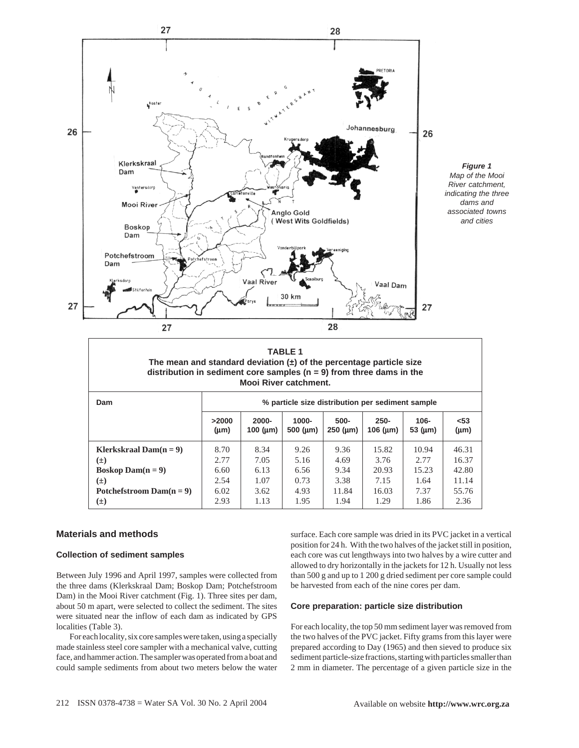Figure 1
Map of the Mooi River catchment, indicating the three dams and associated towns and cities

**TABLE 1**
**The mean and standard deviation (±) of the percentage particle size distribution in sediment core samples (n = 9) from three dams in the Mooi River catchment.**

| Dam | % particle size distribution per sediment sample | | | | | | |
|---|---|---|---|---|---|---|---|
| | >2000 (µm) | 2000-100 (µm) | 1000-500 (µm) | 500-250 (µm) | 250-106 (µm) | 106-53 (µm) | <53 (µm) |
| **Klerkskraal Dam(n = 9)** | 8.70 | 8.34 | 9.26 | 9.36 | 15.82 | 10.94 | 46.31 |
| **(±)** | 2.77 | 7.05 | 5.16 | 4.69 | 3.76 | 2.77 | 16.37 |
| **Boskop Dam(n = 9)** | 6.60 | 6.13 | 6.56 | 9.34 | 20.93 | 15.23 | 42.80 |
| **(±)** | 2.54 | 1.07 | 0.73 | 3.38 | 7.15 | 1.64 | 11.14 |
| **Potchefstroom Dam(n = 9)** | 6.02 | 3.62 | 4.93 | 11.84 | 16.03 | 7.37 | 55.76 |
| **(±)** | 2.93 | 1.13 | 1.95 | 1.94 | 1.29 | 1.86 | 2.36 |

## Materials and methods

### Collection of sediment samples

Between July 1996 and April 1997, samples were collected from the three dams (Klerkskraal Dam; Boskop Dam; Potchefstroom Dam) in the Mooi River catchment (Fig. 1). Three sites per dam, about 50 m apart, were selected to collect the sediment. The sites were situated near the inflow of each dam as indicated by GPS localities (Table 3).

For each locality, six core samples were taken, using a specially made stainless steel core sampler with a mechanical valve, cutting face, and hammer action. The sampler was operated from a boat and could sample sediments from about two meters below the water surface. Each core sample was dried in its PVC jacket in a vertical position for 24 h. With the two halves of the jacket still in position, each core was cut lengthways into two halves by a wire cutter and allowed to dry horizontally in the jackets for 12 h. Usually not less than 500 g and up to 1 200 g dried sediment per core sample could be harvested from each of the nine cores per dam.

### Core preparation: particle size distribution

For each locality, the top 50 mm sediment layer was removed from the two halves of the PVC jacket. Fifty grams from this layer were prepared according to Day (1965) and then sieved to produce six sediment particle-size fractions, starting with particles smaller than 2 mm in diameter. The percentage of a given particle size in the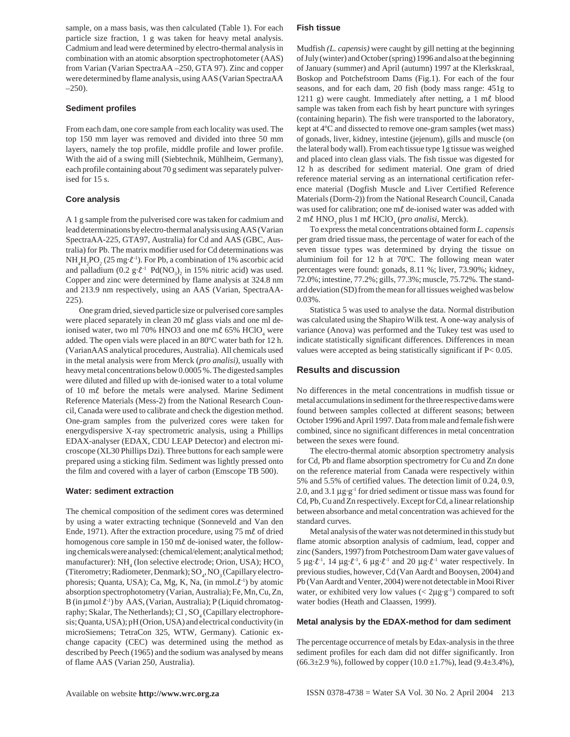sample, on a mass basis, was then calculated (Table 1). For each particle size fraction, 1 g was taken for heavy metal analysis. Cadmium and lead were determined by electro-thermal analysis in combination with an atomic absorption spectrophotometer (AAS) from Varian (Varian SpectraAA –250, GTA 97). Zinc and copper were determined by flame analysis, using AAS (Varian SpectraAA –250).

### Sediment profiles

From each dam, one core sample from each locality was used. The top 150 mm layer was removed and divided into three 50 mm layers, namely the top profile, middle profile and lower profile. With the aid of a swing mill (Siebtechnik, Mühlheim, Germany), each profile containing about 70 g sediment was separately pulverised for 15 s.

### Core analysis

A 1 g sample from the pulverised core was taken for cadmium and lead determinations by electro-thermal analysis using AAS (Varian SpectraAA-225, GTA97, Australia) for Cd and AAS (GBC, Australia) for Pb. The matrix modifier used for Cd determinations was $NH_4H_2PO_2$ (25 mg·ℓ$^{-1}$). For Pb, a combination of 1% ascorbic acid and palladium (0.2 g·ℓ$^{-1}$ $Pd(NO_3)_2$ in 15% nitric acid) was used. Copper and zinc were determined by flame analysis at 324.8 nm and 213.9 nm respectively, using an AAS (Varian, SpectraAA-225).

One gram dried, sieved particle size or pulverised core samples were placed separately in clean 20 mℓ glass vials and one ml de-ionised water, two ml 70% HNO3 and one mℓ 65% $HClO_4$ were added. The open vials were placed in an 80ºC water bath for 12 h. (VarianAAS analytical procedures, Australia). All chemicals used in the metal analysis were from Merck (*pro analisi)*, usually with heavy metal concentrations below 0.0005 %. The digested samples were diluted and filled up with de-ionised water to a total volume of 10 mℓ before the metals were analysed. Marine Sediment Reference Materials (Mess-2) from the National Research Council, Canada were used to calibrate and check the digestion method. One-gram samples from the pulverized cores were taken for energydispersive X-ray spectrometric analysis, using a Phillips EDAX-analyser (EDAX, CDU LEAP Detector) and electron microscope (XL30 Phillips Dzi). Three buttons for each sample were prepared using a sticking film. Sediment was lightly pressed onto the film and covered with a layer of carbon (Emscope TB 500).

### Water: sediment extraction

The chemical composition of the sediment cores was determined by using a water extracting technique (Sonneveld and Van den Ende, 1971). After the extraction procedure, using 75 mℓ of dried homogenous core sample in 150 mℓ de-ionised water, the following chemicals were analysed: (chemical/element; analytical method; manufacturer): $NH_4$ (Ion selective electrode; Orion, USA); $HCO_3$ (Titerometry; Radiometer, Denmark); $SO_4$, $NO_3$ (Capillary electrophoresis; Quanta, USA); Ca, Mg, K, Na, (in mmol.ℓ$^{-1}$) by atomic absorption spectrophotometry (Varian, Australia); Fe, Mn, Cu, Zn, B (in µmol ℓ$^{-1}$) by AAS, (Varian, Australia); P (Liquid chromatography; Skalar, The Netherlands); Cl , $SO_4$ (Capillary electrophoresis; Quanta, USA); pH (Orion, USA) and electrical conductivity (in microSiemens; TetraCon 325, WTW, Germany). Cationic exchange capacity (CEC) was determined using the method as described by Peech (1965) and the sodium was analysed by means of flame AAS (Varian 250, Australia).

### Fish tissue

Mudfish *(L. capensis)* were caught by gill netting at the beginning of July (winter) and October (spring) 1996 and also at the beginning of January (summer) and April (autumn) 1997 at the Klerkskraal, Boskop and Potchefstroom Dams (Fig.1). For each of the four seasons, and for each dam, 20 fish (body mass range: 451g to 1211 g) were caught. Immediately after netting, a 1 mℓ blood sample was taken from each fish by heart puncture with syringes (containing heparin). The fish were transported to the laboratory, kept at 4ºC and dissected to remove one-gram samples (wet mass) of gonads, liver, kidney, intestine (jejenum), gills and muscle (on the lateral body wall). From each tissue type 1g tissue was weighed and placed into clean glass vials. The fish tissue was digested for 12 h as described for sediment material. One gram of dried reference material serving as an international certification reference material (Dogfish Muscle and Liver Certified Reference Materials (Dorm-2)) from the National Research Council, Canada was used for calibration; one mℓ de-ionised water was added with 2 mℓ $HNO_3$ plus 1 mℓ $HClO_4$ (*pro analisi*, Merck).

To express the metal concentrations obtained form *L. capensis* per gram dried tissue mass, the percentage of water for each of the seven tissue types was determined by drying the tissue on aluminium foil for 12 h at 70ºC. The following mean water percentages were found: gonads, 8.11 %; liver, 73.90%; kidney, 72.0%; intestine, 77.2%; gills, 77.3%; muscle, 75.72%. The standard deviation (SD) from the mean for all tissues weighed was below 0.03%.

Statistica 5 was used to analyse the data. Normal distribution was calculated using the Shapiro Wilk test. A one-way analysis of variance (Anova) was performed and the Tukey test was used to indicate statistically significant differences. Differences in mean values were accepted as being statistically significant if $P< 0.05$.

## Results and discussion

No differences in the metal concentrations in mudfish tissue or metal accumulations in sediment for the three respective dams were found between samples collected at different seasons; between October 1996 and April 1997. Data from male and female fish were combined, since no significant differences in metal concentration between the sexes were found.

The electro-thermal atomic absorption spectrometry analysis for Cd, Pb and flame absorption spectrometry for Cu and Zn done on the reference material from Canada were respectively within 5% and 5.5% of certified values. The detection limit of 0.24, 0.9, 2.0, and 3.1 µg·g$^{-1}$ for dried sediment or tissue mass was found for Cd, Pb, Cu and Zn respectively. Except for Cd, a linear relationship between absorbance and metal concentration was achieved for the standard curves.

Metal analysis of the water was not determined in this study but flame atomic absorption analysis of cadmium, lead, copper and zinc (Sanders, 1997) from Potchestroom Dam water gave values of 5 µg·ℓ$^{-1}$, 14 µg·ℓ$^{-1}$, 6 µg·ℓ$^{-1}$ and 20 µg·ℓ$^{-1}$ water respectively. In previous studies, however, Cd (Van Aardt and Booysen, 2004) and Pb (Van Aardt and Venter, 2004) were not detectable in Mooi River water, or exhibited very low values (< 2µg·g$^{-1}$) compared to soft water bodies (Heath and Claassen, 1999).

### Metal analysis by the EDAX-method for dam sediment

The percentage occurrence of metals by Edax-analysis in the three sediment profiles for each dam did not differ significantly. Iron (66.3±2.9 %), followed by copper (10.0 ±1.7%), lead (9.4±3.4%),